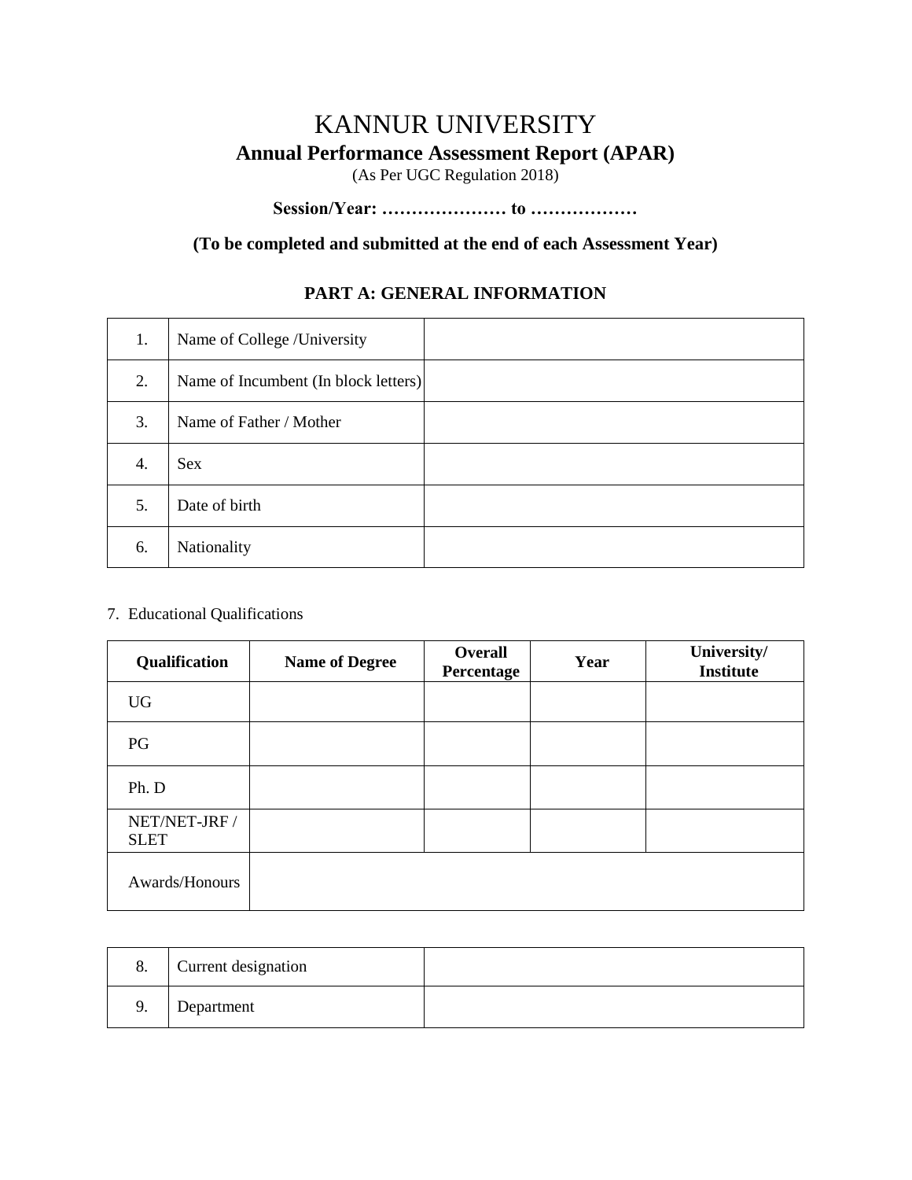# KANNUR UNIVERSITY

## Annual Performance Assessment Report (APAR)

(As Per UGC Regulation 2018)

**Session/Year: ………………… to ………………**

**(To be completed and submitted at the end of each Assessment Year)**

### PART A: GENERAL INFORMATION

| | | |
|---|---|---|
| 1. | Name of College /University | |
| 2. | Name of Incumbent (In block letters) | |
| 3. | Name of Father / Mother | |
| 4. | Sex | |
| 5. | Date of birth | |
| 6. | Nationality | |

7. Educational Qualifications

| Qualification | Name of Degree | Overall Percentage | Year | University/ Institute |
|---|---|---|---|---|
| UG | | | | |
| PG | | | | |
| Ph. D | | | | |
| NET/NET-JRF / SLET | | | | |
| Awards/Honours | | | | |

| | | |
|---|---|---|
| 8. | Current designation | |
| 9. | Department | |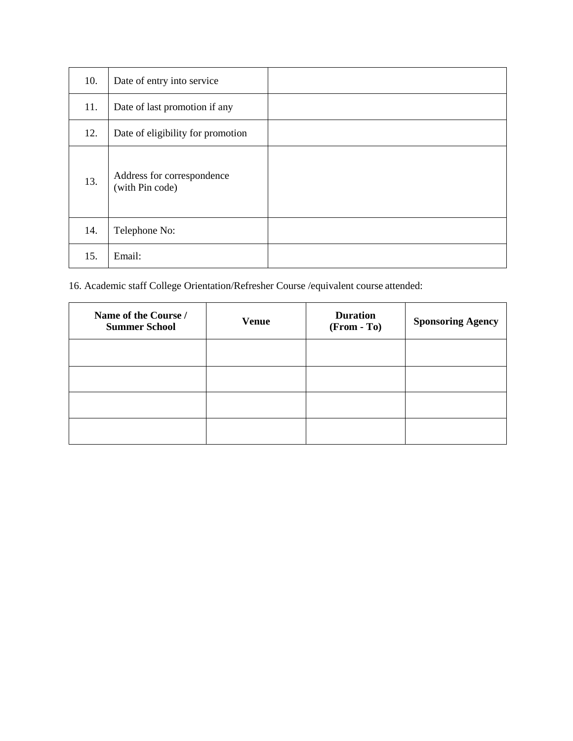| 10. | Date of entry into service | |
|---|---|---|
| 11. | Date of last promotion if any | |
| 12. | Date of eligibility for promotion | |
| 13. | Address for correspondence (with Pin code) | |
| 14. | Telephone No: | |
| 15. | Email: | |

16. Academic staff College Orientation/Refresher Course /equivalent course attended:

| Name of the Course / Summer School | Venue | Duration (From - To) | Sponsoring Agency |
|---|---|---|---|
| | | | |
| | | | |
| | | | |
| | | | |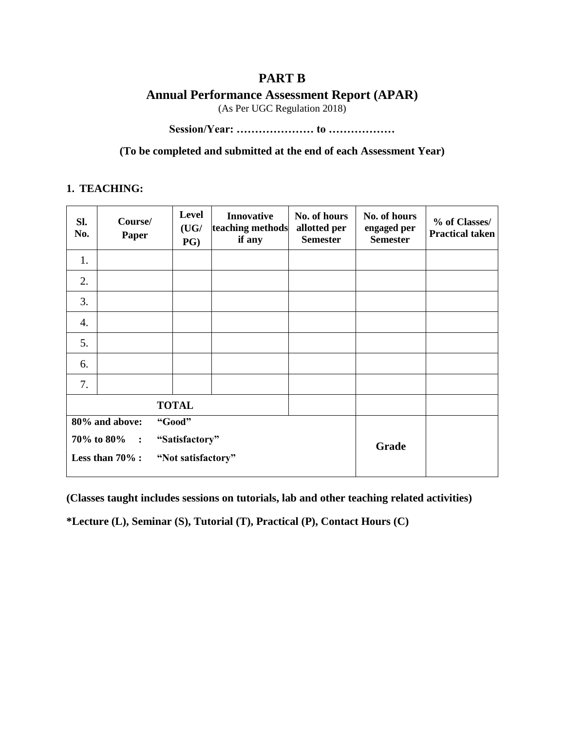# PART B

## Annual Performance Assessment Report (APAR)

(As Per UGC Regulation 2018)

**Session/Year: ………………… to ………………**

**(To be completed and submitted at the end of each Assessment Year)**

**1. TEACHING:**

| Sl. No. | Course/ Paper | Level (UG/ PG) | Innovative teaching methods if any | No. of hours allotted per Semester | No. of hours engaged per Semester | % of Classes/ Practical taken |
|---|---|---|---|---|---|---|
| 1. | | | | | | |
| 2. | | | | | | |
| 3. | | | | | | |
| 4. | | | | | | |
| 5. | | | | | | |
| 6. | | | | | | |
| 7. | | | | | | |
| **TOTAL** | | | | | | |
| **80% and above: "Good"**<br>**70% to 80% : "Satisfactory"**<br>**Less than 70% : "Not satisfactory"** | | | | | **Grade** | |

**(Classes taught includes sessions on tutorials, lab and other teaching related activities)**

***Lecture (L), Seminar (S), Tutorial (T), Practical (P), Contact Hours (C)**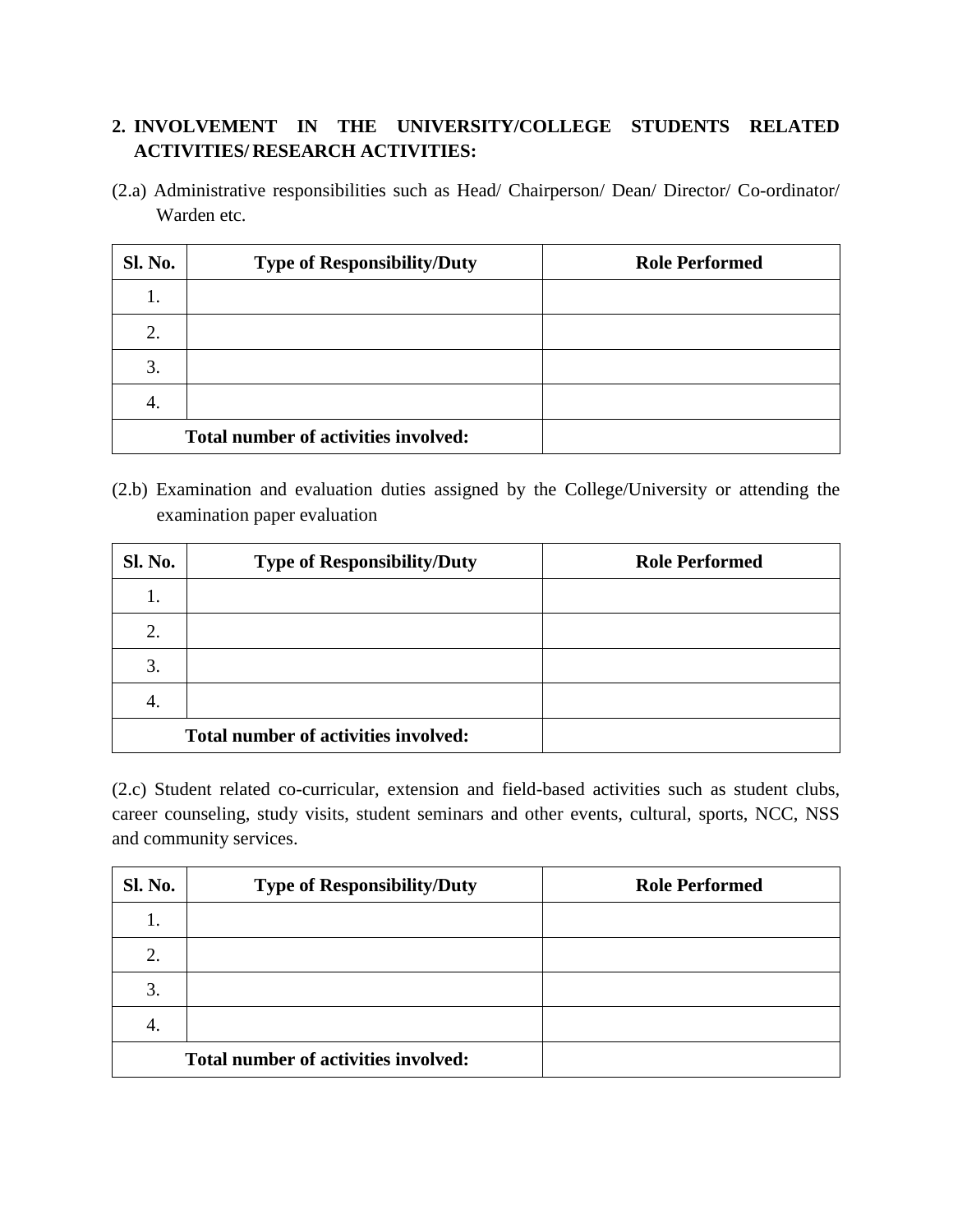## 2. INVOLVEMENT IN THE UNIVERSITY/COLLEGE STUDENTS RELATED ACTIVITIES/ RESEARCH ACTIVITIES:

(2.a) Administrative responsibilities such as Head/ Chairperson/ Dean/ Director/ Co-ordinator/ Warden etc.

| Sl. No. | Type of Responsibility/Duty | Role Performed |
|---|---|---|
| 1. | | |
| 2. | | |
| 3. | | |
| 4. | | |
| **Total number of activities involved:** | | |

(2.b) Examination and evaluation duties assigned by the College/University or attending the examination paper evaluation

| Sl. No. | Type of Responsibility/Duty | Role Performed |
|---|---|---|
| 1. | | |
| 2. | | |
| 3. | | |
| 4. | | |
| **Total number of activities involved:** | | |

(2.c) Student related co-curricular, extension and field-based activities such as student clubs, career counseling, study visits, student seminars and other events, cultural, sports, NCC, NSS and community services.

| Sl. No. | Type of Responsibility/Duty | Role Performed |
|---|---|---|
| 1. | | |
| 2. | | |
| 3. | | |
| 4. | | |
| **Total number of activities involved:** | | |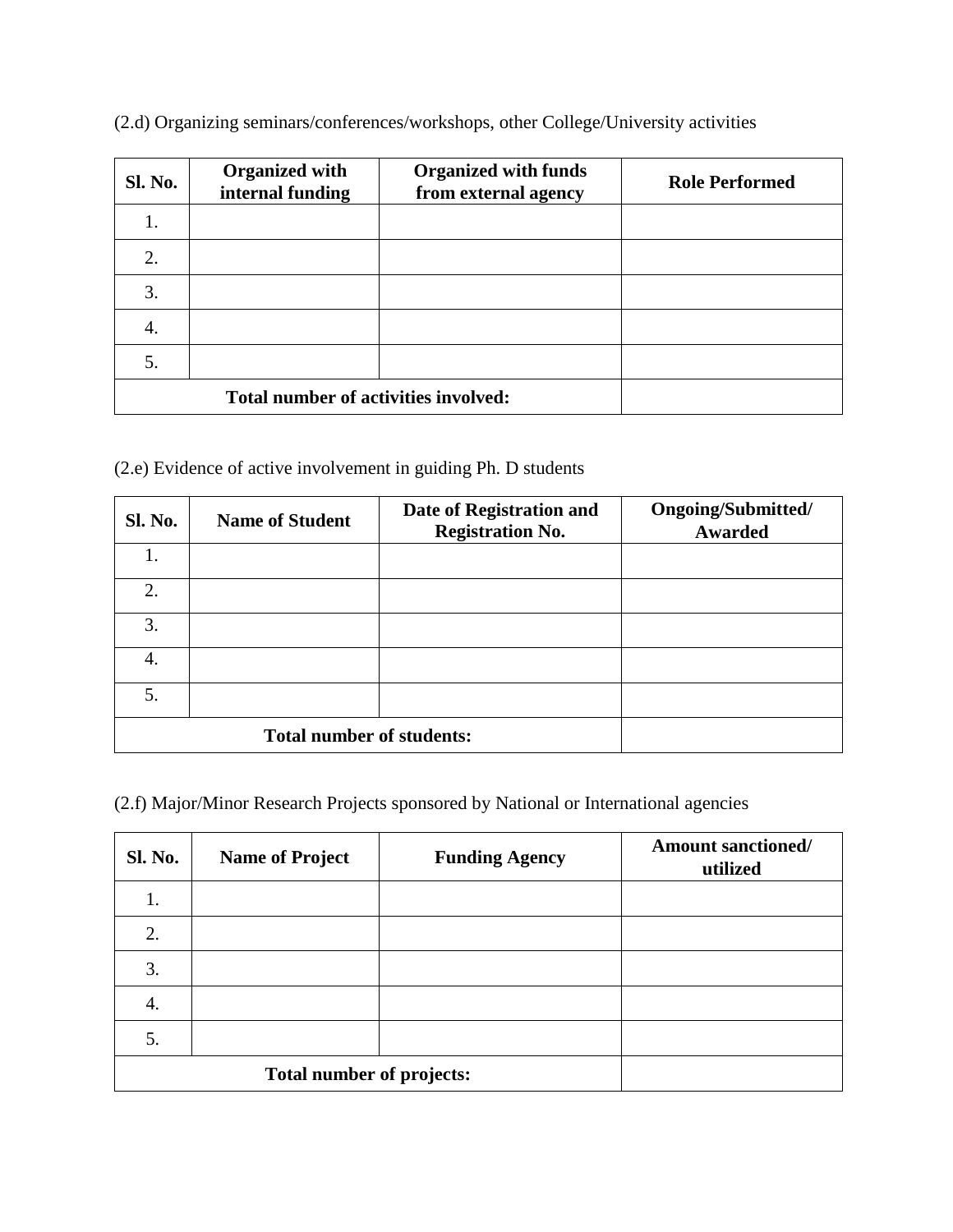(2.d) Organizing seminars/conferences/workshops, other College/University activities

| Sl. No. | Organized with internal funding | Organized with funds from external agency | Role Performed |
|---|---|---|---|
| 1. | | | |
| 2. | | | |
| 3. | | | |
| 4. | | | |
| 5. | | | |
| **Total number of activities involved:** | | | |

(2.e) Evidence of active involvement in guiding Ph. D students

| Sl. No. | Name of Student | Date of Registration and Registration No. | Ongoing/Submitted/ Awarded |
|---|---|---|---|
| 1. | | | |
| 2. | | | |
| 3. | | | |
| 4. | | | |
| 5. | | | |
| **Total number of students:** | | | |

(2.f) Major/Minor Research Projects sponsored by National or International agencies

| Sl. No. | Name of Project | Funding Agency | Amount sanctioned/ utilized |
|---|---|---|---|
| 1. | | | |
| 2. | | | |
| 3. | | | |
| 4. | | | |
| 5. | | | |
| **Total number of projects:** | | | |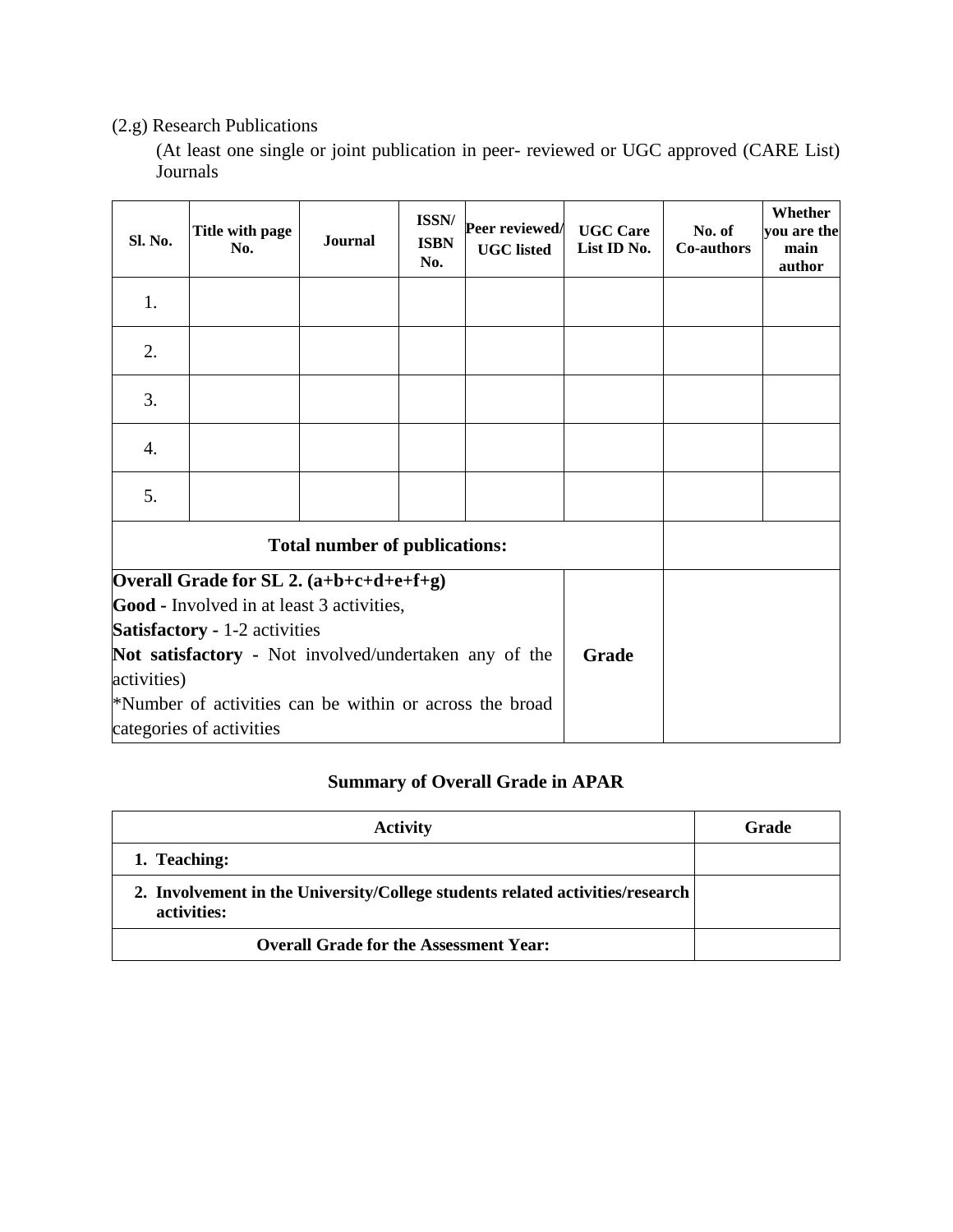(2.g) Research Publications

(At least one single or joint publication in peer- reviewed or UGC approved (CARE List) Journals

| Sl. No. | Title with page No. | Journal | ISSN/ ISBN No. | Peer reviewed/ UGC listed | UGC Care List ID No. | No. of Co-authors | Whether you are the main author |
|---|---|---|---|---|---|---|---|
| 1. | | | | | | | |
| 2. | | | | | | | |
| 3. | | | | | | | |
| 4. | | | | | | | |
| 5. | | | | | | | |
| **Total number of publications:** | | | | | | | |
| **Overall Grade for SL 2. (a+b+c+d+e+f+g)**<br>**Good -** Involved in at least 3 activities,<br>**Satisfactory -** 1-2 activities<br>**Not satisfactory -** Not involved/undertaken any of the activities)<br>*Number of activities can be within or across the broad categories of activities | | | | | **Grade** | | |

**Summary of Overall Grade in APAR**

| Activity | Grade |
|---|---|
| **1. Teaching:** | |
| **2. Involvement in the University/College students related activities/research activities:** | |
| **Overall Grade for the Assessment Year:** | |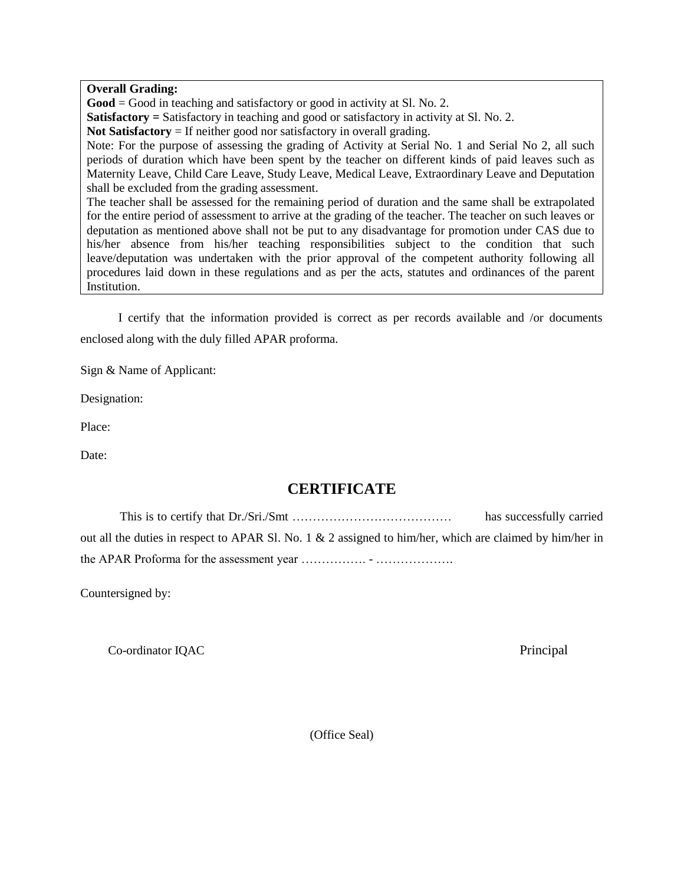**Overall Grading:**
**Good** = Good in teaching and satisfactory or good in activity at Sl. No. 2.
**Satisfactory =** Satisfactory in teaching and good or satisfactory in activity at Sl. No. 2.
**Not Satisfactory** = If neither good nor satisfactory in overall grading.
Note: For the purpose of assessing the grading of Activity at Serial No. 1 and Serial No 2, all such periods of duration which have been spent by the teacher on different kinds of paid leaves such as Maternity Leave, Child Care Leave, Study Leave, Medical Leave, Extraordinary Leave and Deputation shall be excluded from the grading assessment.
The teacher shall be assessed for the remaining period of duration and the same shall be extrapolated for the entire period of assessment to arrive at the grading of the teacher. The teacher on such leaves or deputation as mentioned above shall not be put to any disadvantage for promotion under CAS due to his/her absence from his/her teaching responsibilities subject to the condition that such leave/deputation was undertaken with the prior approval of the competent authority following all procedures laid down in these regulations and as per the acts, statutes and ordinances of the parent Institution.

I certify that the information provided is correct as per records available and /or documents enclosed along with the duly filled APAR proforma.

Sign & Name of Applicant:

Designation:

Place:

Date:

## CERTIFICATE

This is to certify that Dr./Sri./Smt ………………………………… has successfully carried out all the duties in respect to APAR Sl. No. 1 & 2 assigned to him/her, which are claimed by him/her in the APAR Proforma for the assessment year ……………. - ……………….

Countersigned by:

Co-ordinator IQAC                                                                 Principal

(Office Seal)